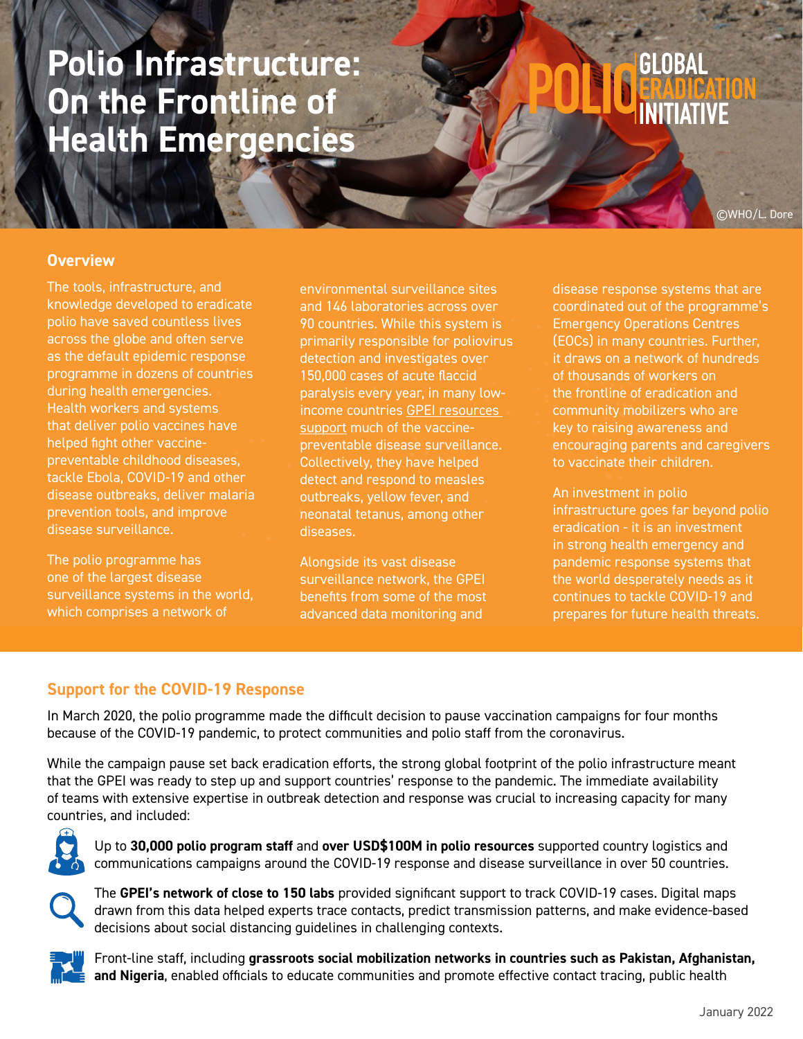# Polio Infrastructure: On the Frontline of Health Emergencies

POLIO GLOBAL ERADICATION INITIATIVE

©WHO/L. Dore

## Overview

The tools, infrastructure, and knowledge developed to eradicate polio have saved countless lives across the globe and often serve as the default epidemic response programme in dozens of countries during health emergencies. Health workers and systems that deliver polio vaccines have helped fight other vaccine-preventable childhood diseases, tackle Ebola, COVID-19 and other disease outbreaks, deliver malaria prevention tools, and improve disease surveillance.

The polio programme has one of the largest disease surveillance systems in the world, which comprises a network of environmental surveillance sites and 146 laboratories across over 90 countries. While this system is primarily responsible for poliovirus detection and investigates over 150,000 cases of acute flaccid paralysis every year, in many low-income countries GPEI resources support much of the vaccine-preventable disease surveillance. Collectively, they have helped detect and respond to measles outbreaks, yellow fever, and neonatal tetanus, among other diseases.

Alongside its vast disease surveillance network, the GPEI benefits from some of the most advanced data monitoring and disease response systems that are coordinated out of the programme's Emergency Operations Centres (EOCs) in many countries. Further, it draws on a network of hundreds of thousands of workers on the frontline of eradication and community mobilizers who are key to raising awareness and encouraging parents and caregivers to vaccinate their children.

An investment in polio infrastructure goes far beyond polio eradication - it is an investment in strong health emergency and pandemic response systems that the world desperately needs as it continues to tackle COVID-19 and prepares for future health threats.

## Support for the COVID-19 Response

In March 2020, the polio programme made the difficult decision to pause vaccination campaigns for four months because of the COVID-19 pandemic, to protect communities and polio staff from the coronavirus.

While the campaign pause set back eradication efforts, the strong global footprint of the polio infrastructure meant that the GPEI was ready to step up and support countries' response to the pandemic. The immediate availability of teams with extensive expertise in outbreak detection and response was crucial to increasing capacity for many countries, and included:

- Up to **30,000 polio program staff** and **over USD$100M in polio resources** supported country logistics and communications campaigns around the COVID-19 response and disease surveillance in over 50 countries.
- The **GPEI's network of close to 150 labs** provided significant support to track COVID-19 cases. Digital maps drawn from this data helped experts trace contacts, predict transmission patterns, and make evidence-based decisions about social distancing guidelines in challenging contexts.
- Front-line staff, including **grassroots social mobilization networks in countries such as Pakistan, Afghanistan, and Nigeria**, enabled officials to educate communities and promote effective contact tracing, public health

January 2022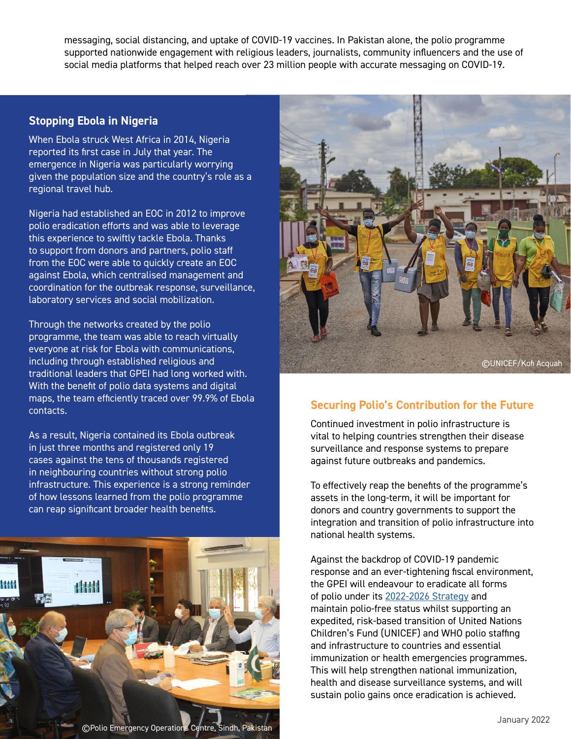messaging, social distancing, and uptake of COVID-19 vaccines. In Pakistan alone, the polio programme supported nationwide engagement with religious leaders, journalists, community influencers and the use of social media platforms that helped reach over 23 million people with accurate messaging on COVID-19.

## Stopping Ebola in Nigeria

When Ebola struck West Africa in 2014, Nigeria reported its first case in July that year. The emergence in Nigeria was particularly worrying given the population size and the country's role as a regional travel hub.

Nigeria had established an EOC in 2012 to improve polio eradication efforts and was able to leverage this experience to swiftly tackle Ebola. Thanks to support from donors and partners, polio staff from the EOC were able to quickly create an EOC against Ebola, which centralised management and coordination for the outbreak response, surveillance, laboratory services and social mobilization.

Through the networks created by the polio programme, the team was able to reach virtually everyone at risk for Ebola with communications, including through established religious and traditional leaders that GPEI had long worked with. With the benefit of polio data systems and digital maps, the team efficiently traced over 99.9% of Ebola contacts.

As a result, Nigeria contained its Ebola outbreak in just three months and registered only 19 cases against the tens of thousands registered in neighbouring countries without strong polio infrastructure. This experience is a strong reminder of how lessons learned from the polio programme can reap significant broader health benefits.

©UNICEF/Kofi Acquah

©Polio Emergency Operations Centre, Sindh, Pakistan

## Securing Polio's Contribution for the Future

Continued investment in polio infrastructure is vital to helping countries strengthen their disease surveillance and response systems to prepare against future outbreaks and pandemics.

To effectively reap the benefits of the programme's assets in the long-term, it will be important for donors and country governments to support the integration and transition of polio infrastructure into national health systems.

Against the backdrop of COVID-19 pandemic response and an ever-tightening fiscal environment, the GPEI will endeavour to eradicate all forms of polio under its 2022-2026 Strategy and maintain polio-free status whilst supporting an expedited, risk-based transition of United Nations Children's Fund (UNICEF) and WHO polio staffing and infrastructure to countries and essential immunization or health emergencies programmes. This will help strengthen national immunization, health and disease surveillance systems, and will sustain polio gains once eradication is achieved.

January 2022